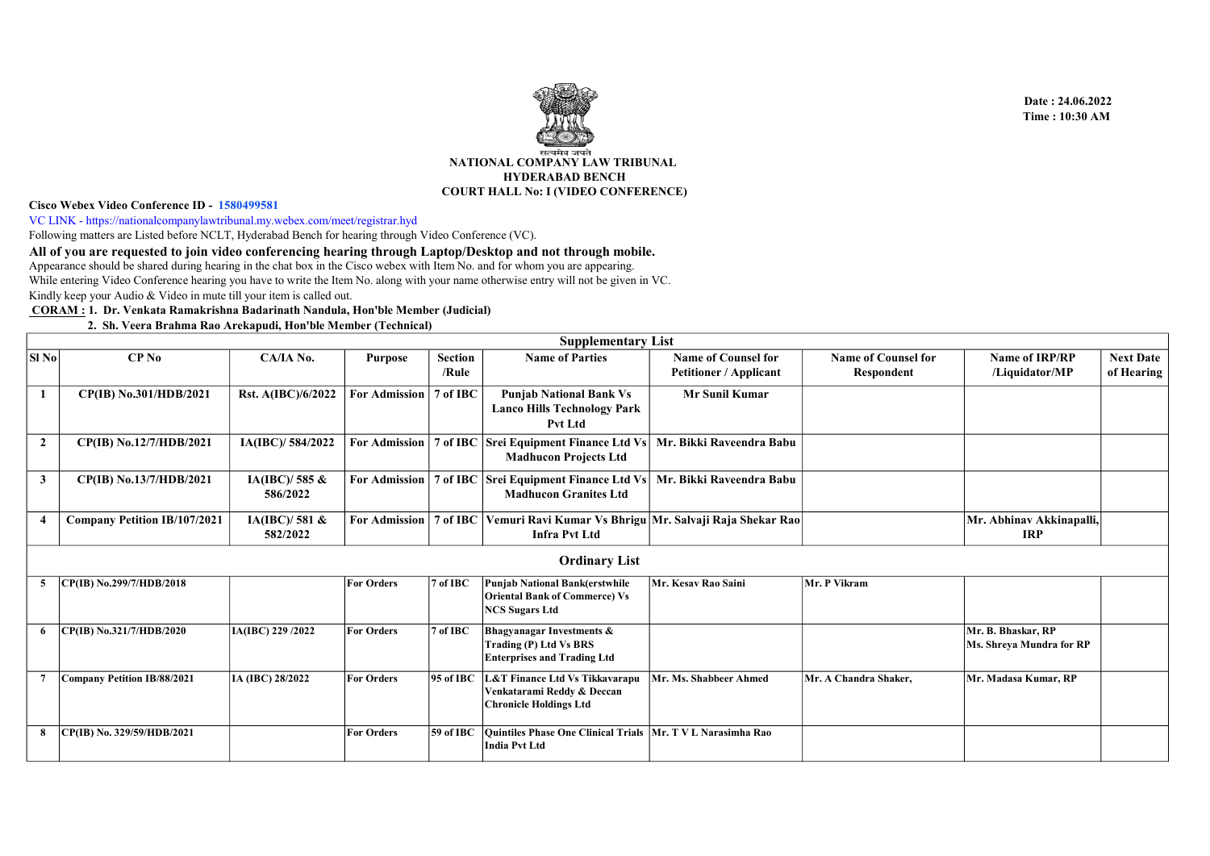Date : 24.06.2022
Time : 10:30 AM

सत्यमेव जयते

# NATIONAL COMPANY LAW TRIBUNAL
## HYDERABAD BENCH
### COURT HALL No: I (VIDEO CONFERENCE)

**Cisco Webex Video Conference ID - 1580499581**

VC LINK - https://nationalcompanylawtribunal.my.webex.com/meet/registrar.hyd

Following matters are Listed before NCLT, Hyderabad Bench for hearing through Video Conference (VC).

**All of you are requested to join video conferencing hearing through Laptop/Desktop and not through mobile.**

Appearance should be shared during hearing in the chat box in the Cisco webex with Item No. and for whom you are appearing.

While entering Video Conference hearing you have to write the Item No. along with your name otherwise entry will not be given in VC.

Kindly keep your Audio & Video in mute till your item is called out.

**CORAM : 1. Dr. Venkata Ramakrishna Badarinath Nandula, Hon'ble Member (Judicial)**

**2. Sh. Veera Brahma Rao Arekapudi, Hon'ble Member (Technical)**

| Sl No | CP No | CA/IA No. | Purpose | Section /Rule | Name of Parties | Name of Counsel for Petitioner / Applicant | Name of Counsel for Respondent | Name of IRP/RP /Liquidator/MP | Next Date of Hearing |
|---|---|---|---|---|---|---|---|---|---|
| **Supplementary List** | | | | | | | | | |
| 1 | CP(IB) No.301/HDB/2021 | Rst. A(IBC)/6/2022 | For Admission | 7 of IBC | Punjab National Bank Vs Lanco Hills Technology Park Pvt Ltd | Mr Sunil Kumar | | | |
| 2 | CP(IB) No.12/7/HDB/2021 | IA(IBC)/ 584/2022 | For Admission | 7 of IBC | Srei Equipment Finance Ltd Vs Madhucon Projects Ltd | Mr. Bikki Raveendra Babu | | | |
| 3 | CP(IB) No.13/7/HDB/2021 | IA(IBC)/ 585 & 586/2022 | For Admission | 7 of IBC | Srei Equipment Finance Ltd Vs Madhucon Granites Ltd | Mr. Bikki Raveendra Babu | | | |
| 4 | Company Petition IB/107/2021 | IA(IBC)/ 581 & 582/2022 | For Admission | 7 of IBC | Vemuri Ravi Kumar Vs Bhrigu Infra Pvt Ltd | Mr. Salvaji Raja Shekar Rao | | Mr. Abhinav Akkinapalli, IRP | |
| **Ordinary List** | | | | | | | | | |
| 5 | CP(IB) No.299/7/HDB/2018 | | For Orders | 7 of IBC | Punjab National Bank(erstwhile Oriental Bank of Commerce) Vs NCS Sugars Ltd | Mr. Kesav Rao Saini | Mr. P Vikram | | |
| 6 | CP(IB) No.321/7/HDB/2020 | IA(IBC) 229 /2022 | For Orders | 7 of IBC | Bhagyanagar Investments & Trading (P) Ltd Vs BRS Enterprises and Trading Ltd | | | Mr. B. Bhaskar, RP Ms. Shreya Mundra for RP | |
| 7 | Company Petition IB/88/2021 | IA (IBC) 28/2022 | For Orders | 95 of IBC | L&T Finance Ltd Vs Tikkavarapu Venkatarami Reddy & Deccan Chronicle Holdings Ltd | Mr. Ms. Shabbeer Ahmed | Mr. A Chandra Shaker, | Mr. Madasa Kumar, RP | |
| 8 | CP(IB) No. 329/59/HDB/2021 | | For Orders | 59 of IBC | Quintiles Phase One Clinical Trials India Pvt Ltd | Mr. T V L Narasimha Rao | | | |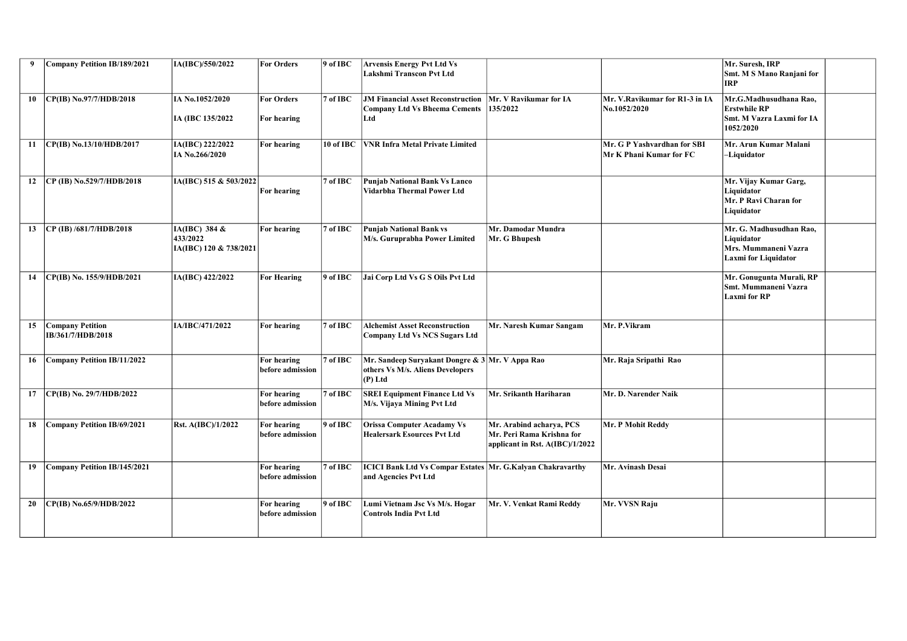| 9 | Company Petition IB/189/2021 | IA(IBC)/550/2022 | For Orders | 9 of IBC | Arvensis Energy Pvt Ltd Vs Lakshmi Transcon Pvt Ltd | | | Mr. Suresh, IRP<br>Smt. M S Mano Ranjani for IRP | |
|---|---|---|---|---|---|---|---|---|---|
| 10 | CP(IB) No.97/7/HDB/2018 | IA No.1052/2020<br><br>IA (IBC 135/2022 | For Orders<br><br>For hearing | 7 of IBC | JM Financial Asset Reconstruction Company Ltd Vs Bheema Cements Ltd | Mr. V Ravikumar for IA 135/2022 | Mr. V.Ravikumar for R1-3 in IA No.1052/2020 | Mr.G.Madhusudhana Rao, Erstwhile RP<br>Smt. M Vazra Laxmi for IA 1052/2020 | |
| 11 | CP(IB) No.13/10/HDB/2017 | IA(IBC) 222/2022<br>IA No.266/2020 | For hearing | 10 of IBC | VNR Infra Metal Private Limited | | Mr. G P Yashvardhan for SBI<br>Mr K Phani Kumar for FC | Mr. Arun Kumar Malani –Liquidator | |
| 12 | CP (IB) No.529/7/HDB/2018 | IA(IBC) 515 & 503/2022 | For hearing | 7 of IBC | Punjab National Bank Vs Lanco Vidarbha Thermal Power Ltd | | | Mr. Vijay Kumar Garg, Liquidator<br>Mr. P Ravi Charan for Liquidator | |
| 13 | CP (IB) /681/7/HDB/2018 | IA(IBC) 384 & 433/2022<br>IA(IBC) 120 & 738/2021 | For hearing | 7 of IBC | Punjab National Bank vs M/s. Guruprabha Power Limited | Mr. Damodar Mundra<br>Mr. G Bhupesh | | Mr. G. Madhusudhan Rao, Liquidator<br>Mrs. Mummaneni Vazra Laxmi for Liquidator | |
| 14 | CP(IB) No. 155/9/HDB/2021 | IA(IBC) 422/2022 | For Hearing | 9 of IBC | Jai Corp Ltd Vs G S Oils Pvt Ltd | | | Mr. Gonugunta Murali, RP<br>Smt. Mummaneni Vazra Laxmi for RP | |
| 15 | Company Petition IB/361/7/HDB/2018 | IA/IBC/471/2022 | For hearing | 7 of IBC | Alchemist Asset Reconstruction Company Ltd Vs NCS Sugars Ltd | Mr. Naresh Kumar Sangam | Mr. P.Vikram | | |
| 16 | Company Petition IB/11/2022 | | For hearing before admission | 7 of IBC | Mr. Sandeep Suryakant Dongre & 3 others Vs M/s. Aliens Developers (P) Ltd | Mr. V Appa Rao | Mr. Raja Sripathi Rao | | |
| 17 | CP(IB) No. 29/7/HDB/2022 | | For hearing before admission | 7 of IBC | SREI Equipment Finance Ltd Vs M/s. Vijaya Mining Pvt Ltd | Mr. Srikanth Hariharan | Mr. D. Narender Naik | | |
| 18 | Company Petition IB/69/2021 | Rst. A(IBC)/1/2022 | For hearing before admission | 9 of IBC | Orissa Computer Acadamy Vs Healersark Esources Pvt Ltd | Mr. Arabind acharya, PCS<br>Mr. Peri Rama Krishna for applicant in Rst. A(IBC)/1/2022 | Mr. P Mohit Reddy | | |
| 19 | Company Petition IB/145/2021 | | For hearing before admission | 7 of IBC | ICICI Bank Ltd Vs Compar Estates and Agencies Pvt Ltd | Mr. G.Kalyan Chakravarthy | Mr. Avinash Desai | | |
| 20 | CP(IB) No.65/9/HDB/2022 | | For hearing before admission | 9 of IBC | Lumi Vietnam Jsc Vs M/s. Hogar Controls India Pvt Ltd | Mr. V. Venkat Rami Reddy | Mr. VVSN Raju | | |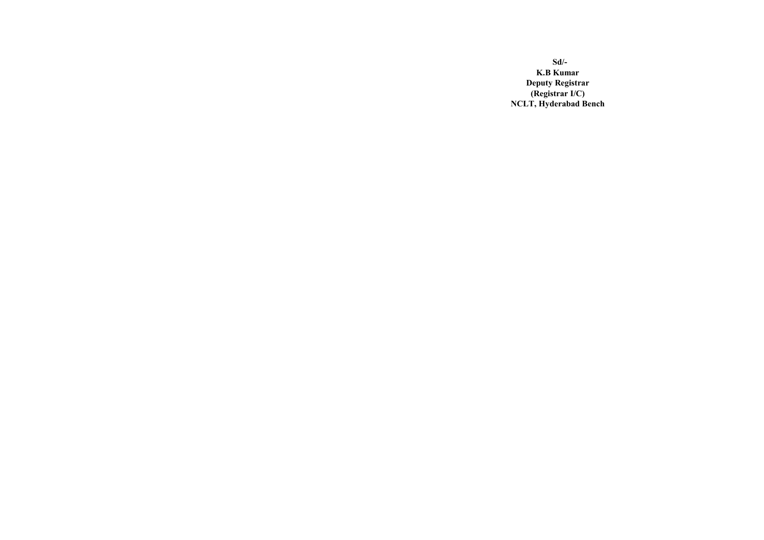**Sd/-**
**K.B Kumar**
**Deputy Registrar**
**(Registrar I/C)**
**NCLT, Hyderabad Bench**